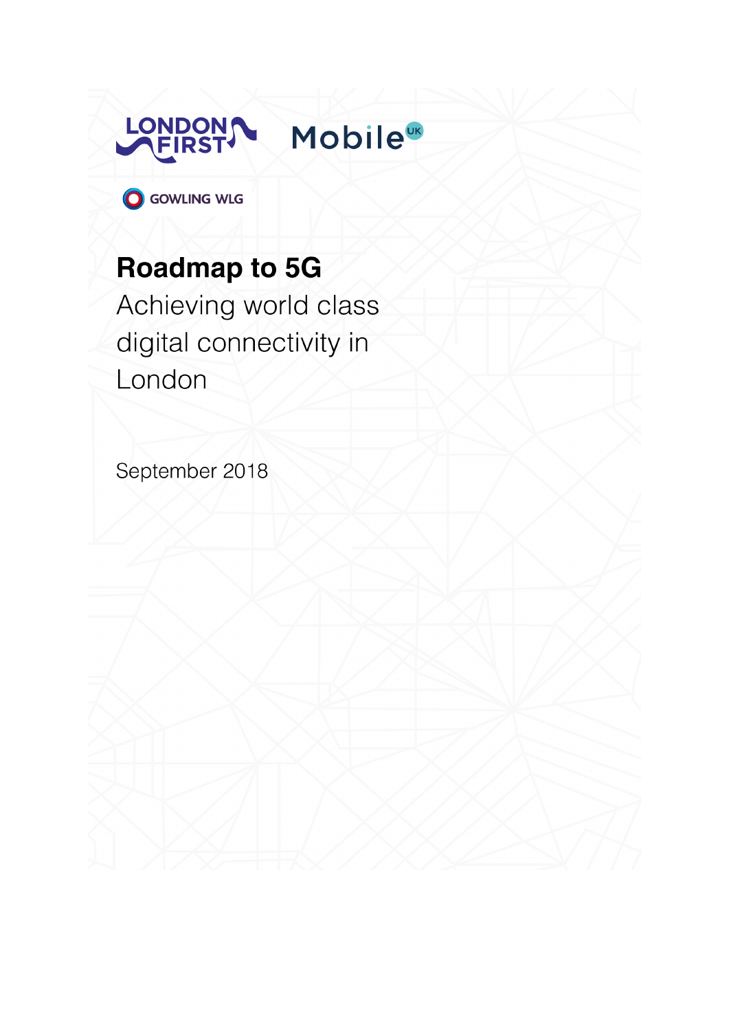LONDON FIRST

Mobile UK

GOWLING WLG

# Roadmap to 5G

Achieving world class digital connectivity in London

September 2018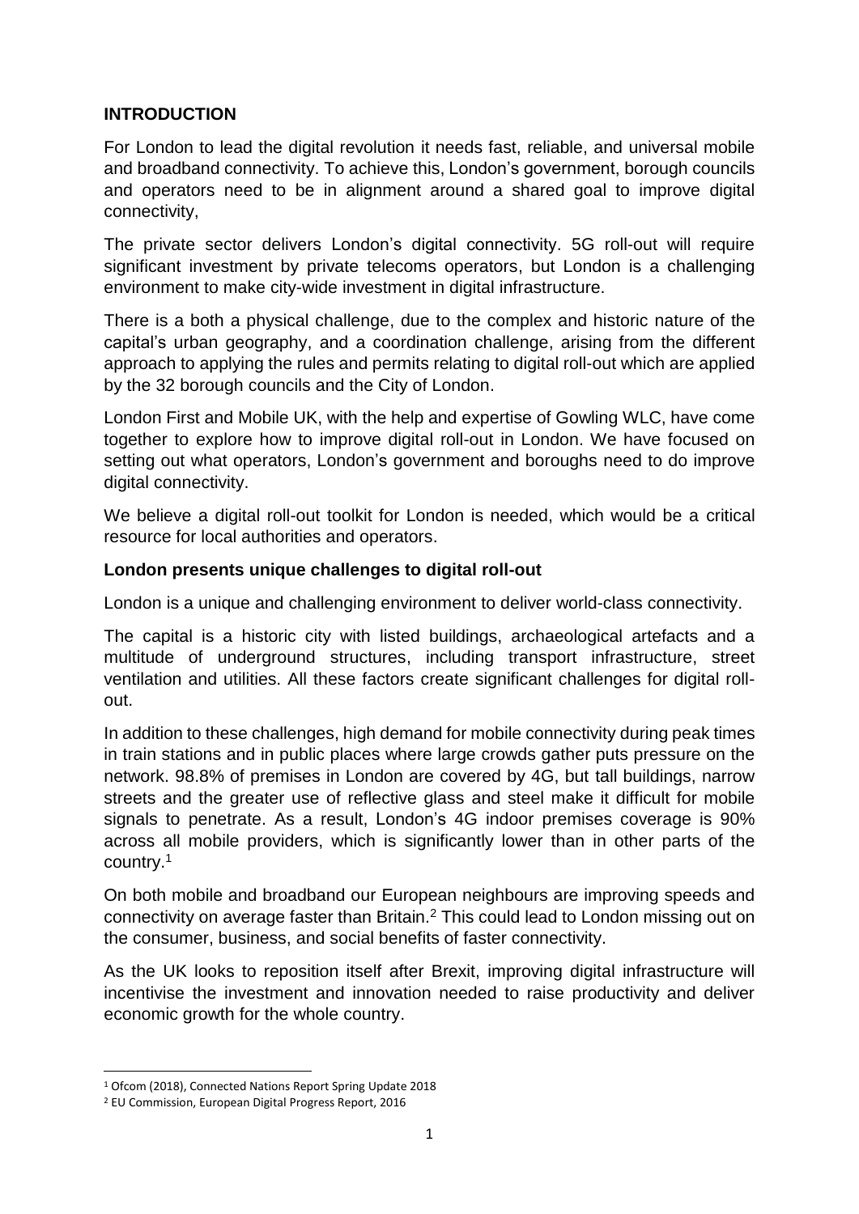## INTRODUCTION

For London to lead the digital revolution it needs fast, reliable, and universal mobile and broadband connectivity. To achieve this, London's government, borough councils and operators need to be in alignment around a shared goal to improve digital connectivity,

The private sector delivers London's digital connectivity. 5G roll-out will require significant investment by private telecoms operators, but London is a challenging environment to make city-wide investment in digital infrastructure.

There is a both a physical challenge, due to the complex and historic nature of the capital's urban geography, and a coordination challenge, arising from the different approach to applying the rules and permits relating to digital roll-out which are applied by the 32 borough councils and the City of London.

London First and Mobile UK, with the help and expertise of Gowling WLC, have come together to explore how to improve digital roll-out in London. We have focused on setting out what operators, London's government and boroughs need to do improve digital connectivity.

We believe a digital roll-out toolkit for London is needed, which would be a critical resource for local authorities and operators.

### London presents unique challenges to digital roll-out

London is a unique and challenging environment to deliver world-class connectivity.

The capital is a historic city with listed buildings, archaeological artefacts and a multitude of underground structures, including transport infrastructure, street ventilation and utilities. All these factors create significant challenges for digital roll-out.

In addition to these challenges, high demand for mobile connectivity during peak times in train stations and in public places where large crowds gather puts pressure on the network. 98.8% of premises in London are covered by 4G, but tall buildings, narrow streets and the greater use of reflective glass and steel make it difficult for mobile signals to penetrate. As a result, London's 4G indoor premises coverage is 90% across all mobile providers, which is significantly lower than in other parts of the country.[1]

On both mobile and broadband our European neighbours are improving speeds and connectivity on average faster than Britain.[2] This could lead to London missing out on the consumer, business, and social benefits of faster connectivity.

As the UK looks to reposition itself after Brexit, improving digital infrastructure will incentivise the investment and innovation needed to raise productivity and deliver economic growth for the whole country.

---

[1] Ofcom (2018), Connected Nations Report Spring Update 2018

[2] EU Commission, European Digital Progress Report, 2016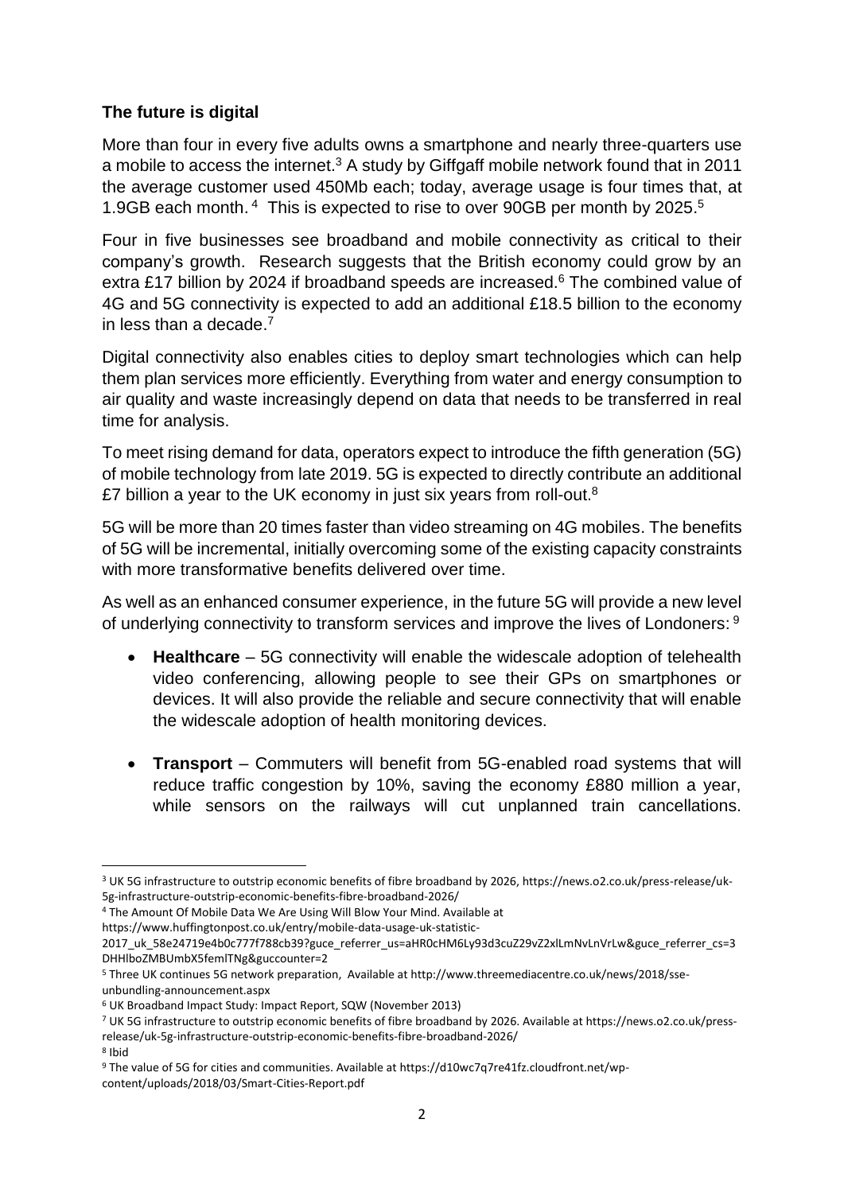**The future is digital**

More than four in every five adults owns a smartphone and nearly three-quarters use a mobile to access the internet.[3] A study by Giffgaff mobile network found that in 2011 the average customer used 450Mb each; today, average usage is four times that, at 1.9GB each month.[4] This is expected to rise to over 90GB per month by 2025.[5]

Four in five businesses see broadband and mobile connectivity as critical to their company's growth. Research suggests that the British economy could grow by an extra £17 billion by 2024 if broadband speeds are increased.[6] The combined value of 4G and 5G connectivity is expected to add an additional £18.5 billion to the economy in less than a decade.[7]

Digital connectivity also enables cities to deploy smart technologies which can help them plan services more efficiently. Everything from water and energy consumption to air quality and waste increasingly depend on data that needs to be transferred in real time for analysis.

To meet rising demand for data, operators expect to introduce the fifth generation (5G) of mobile technology from late 2019. 5G is expected to directly contribute an additional £7 billion a year to the UK economy in just six years from roll-out.[8]

5G will be more than 20 times faster than video streaming on 4G mobiles. The benefits of 5G will be incremental, initially overcoming some of the existing capacity constraints with more transformative benefits delivered over time.

As well as an enhanced consumer experience, in the future 5G will provide a new level of underlying connectivity to transform services and improve the lives of Londoners: [9]

- **Healthcare** – 5G connectivity will enable the widescale adoption of telehealth video conferencing, allowing people to see their GPs on smartphones or devices. It will also provide the reliable and secure connectivity that will enable the widescale adoption of health monitoring devices.

- **Transport** – Commuters will benefit from 5G-enabled road systems that will reduce traffic congestion by 10%, saving the economy £880 million a year, while sensors on the railways will cut unplanned train cancellations.

---

[3] UK 5G infrastructure to outstrip economic benefits of fibre broadband by 2026, https://news.o2.co.uk/press-release/uk-5g-infrastructure-outstrip-economic-benefits-fibre-broadband-2026/

[4] The Amount Of Mobile Data We Are Using Will Blow Your Mind. Available at https://www.huffingtonpost.co.uk/entry/mobile-data-usage-uk-statistic-2017_uk_58e24719e4b0c777f788cb39?guce_referrer_us=aHR0cHM6Ly93d3cuZ29vZ2xlLmNvLnVrLw&guce_referrer_cs=3DHHlboZMBUmbX5femlTNg&guccounter=2

[5] Three UK continues 5G network preparation, Available at http://www.threemediacentre.co.uk/news/2018/sse-unbundling-announcement.aspx

[6] UK Broadband Impact Study: Impact Report, SQW (November 2013)

[7] UK 5G infrastructure to outstrip economic benefits of fibre broadband by 2026. Available at https://news.o2.co.uk/press-release/uk-5g-infrastructure-outstrip-economic-benefits-fibre-broadband-2026/

[8] Ibid

[9] The value of 5G for cities and communities. Available at https://d10wc7q7re41fz.cloudfront.net/wp-content/uploads/2018/03/Smart-Cities-Report.pdf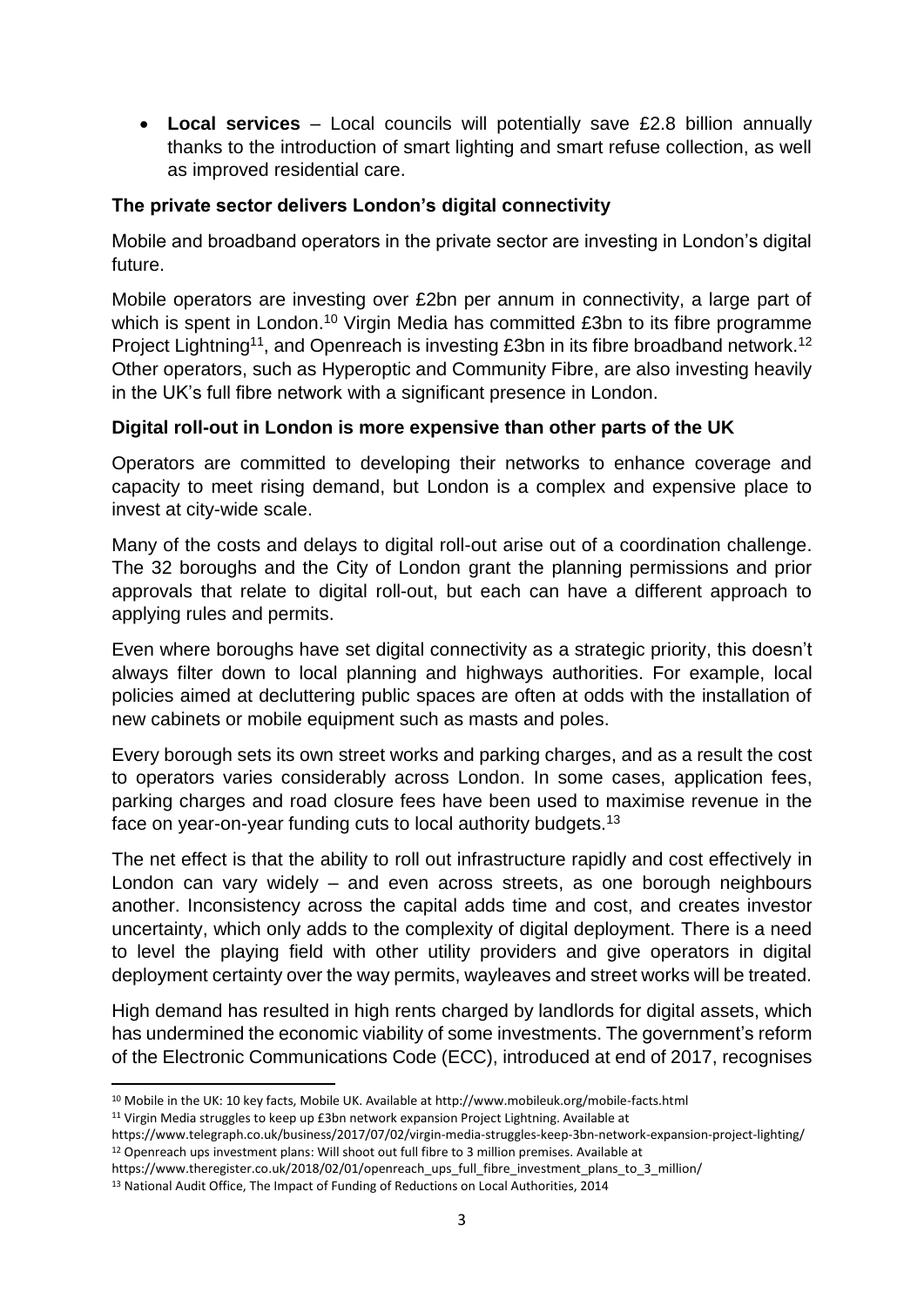- **Local services** – Local councils will potentially save £2.8 billion annually thanks to the introduction of smart lighting and smart refuse collection, as well as improved residential care.

**The private sector delivers London's digital connectivity**

Mobile and broadband operators in the private sector are investing in London's digital future.

Mobile operators are investing over £2bn per annum in connectivity, a large part of which is spent in London.[10] Virgin Media has committed £3bn to its fibre programme Project Lightning[11], and Openreach is investing £3bn in its fibre broadband network.[12] Other operators, such as Hyperoptic and Community Fibre, are also investing heavily in the UK's full fibre network with a significant presence in London.

**Digital roll-out in London is more expensive than other parts of the UK**

Operators are committed to developing their networks to enhance coverage and capacity to meet rising demand, but London is a complex and expensive place to invest at city-wide scale.

Many of the costs and delays to digital roll-out arise out of a coordination challenge. The 32 boroughs and the City of London grant the planning permissions and prior approvals that relate to digital roll-out, but each can have a different approach to applying rules and permits.

Even where boroughs have set digital connectivity as a strategic priority, this doesn't always filter down to local planning and highways authorities. For example, local policies aimed at decluttering public spaces are often at odds with the installation of new cabinets or mobile equipment such as masts and poles.

Every borough sets its own street works and parking charges, and as a result the cost to operators varies considerably across London. In some cases, application fees, parking charges and road closure fees have been used to maximise revenue in the face on year-on-year funding cuts to local authority budgets.[13]

The net effect is that the ability to roll out infrastructure rapidly and cost effectively in London can vary widely – and even across streets, as one borough neighbours another. Inconsistency across the capital adds time and cost, and creates investor uncertainty, which only adds to the complexity of digital deployment. There is a need to level the playing field with other utility providers and give operators in digital deployment certainty over the way permits, wayleaves and street works will be treated.

High demand has resulted in high rents charged by landlords for digital assets, which has undermined the economic viability of some investments. The government's reform of the Electronic Communications Code (ECC), introduced at end of 2017, recognises

[10] Mobile in the UK: 10 key facts, Mobile UK. Available at http://www.mobileuk.org/mobile-facts.html

[11] Virgin Media struggles to keep up £3bn network expansion Project Lightning. Available at https://www.telegraph.co.uk/business/2017/07/02/virgin-media-struggles-keep-3bn-network-expansion-project-lighting/

[12] Openreach ups investment plans: Will shoot out full fibre to 3 million premises. Available at https://www.theregister.co.uk/2018/02/01/openreach_ups_full_fibre_investment_plans_to_3_million/

[13] National Audit Office, The Impact of Funding of Reductions on Local Authorities, 2014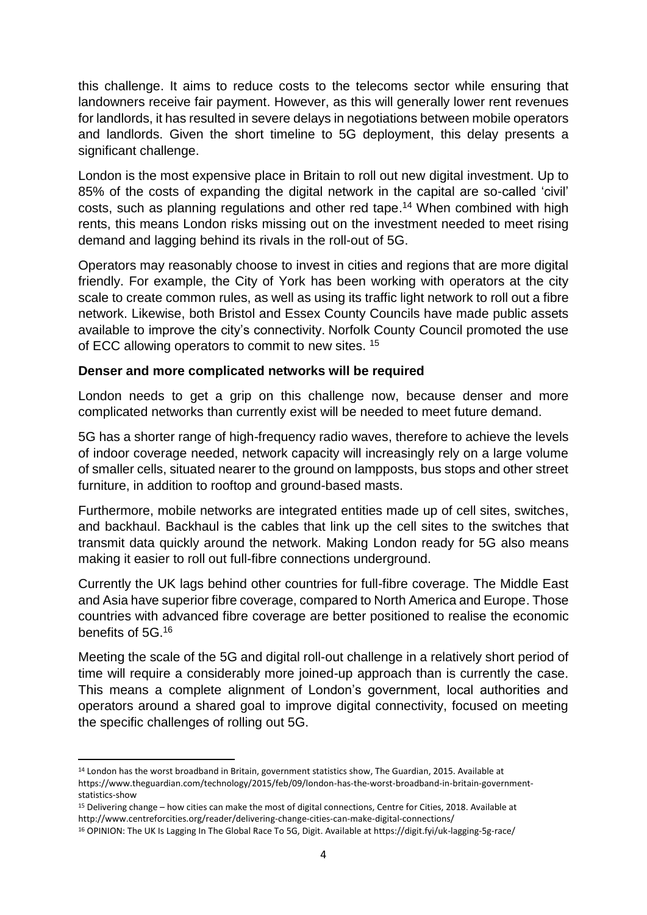this challenge. It aims to reduce costs to the telecoms sector while ensuring that landowners receive fair payment. However, as this will generally lower rent revenues for landlords, it has resulted in severe delays in negotiations between mobile operators and landlords. Given the short timeline to 5G deployment, this delay presents a significant challenge.

London is the most expensive place in Britain to roll out new digital investment. Up to 85% of the costs of expanding the digital network in the capital are so-called 'civil' costs, such as planning regulations and other red tape.[14] When combined with high rents, this means London risks missing out on the investment needed to meet rising demand and lagging behind its rivals in the roll-out of 5G.

Operators may reasonably choose to invest in cities and regions that are more digital friendly. For example, the City of York has been working with operators at the city scale to create common rules, as well as using its traffic light network to roll out a fibre network. Likewise, both Bristol and Essex County Councils have made public assets available to improve the city's connectivity. Norfolk County Council promoted the use of ECC allowing operators to commit to new sites. [15]

**Denser and more complicated networks will be required**

London needs to get a grip on this challenge now, because denser and more complicated networks than currently exist will be needed to meet future demand.

5G has a shorter range of high-frequency radio waves, therefore to achieve the levels of indoor coverage needed, network capacity will increasingly rely on a large volume of smaller cells, situated nearer to the ground on lampposts, bus stops and other street furniture, in addition to rooftop and ground-based masts.

Furthermore, mobile networks are integrated entities made up of cell sites, switches, and backhaul. Backhaul is the cables that link up the cell sites to the switches that transmit data quickly around the network. Making London ready for 5G also means making it easier to roll out full-fibre connections underground.

Currently the UK lags behind other countries for full-fibre coverage. The Middle East and Asia have superior fibre coverage, compared to North America and Europe. Those countries with advanced fibre coverage are better positioned to realise the economic benefits of 5G.[16]

Meeting the scale of the 5G and digital roll-out challenge in a relatively short period of time will require a considerably more joined-up approach than is currently the case. This means a complete alignment of London's government, local authorities and operators around a shared goal to improve digital connectivity, focused on meeting the specific challenges of rolling out 5G.

---

[14] London has the worst broadband in Britain, government statistics show, The Guardian, 2015. Available at https://www.theguardian.com/technology/2015/feb/09/london-has-the-worst-broadband-in-britain-government-statistics-show

[15] Delivering change – how cities can make the most of digital connections, Centre for Cities, 2018. Available at http://www.centreforcities.org/reader/delivering-change-cities-can-make-digital-connections/

[16] OPINION: The UK Is Lagging In The Global Race To 5G, Digit. Available at https://digit.fyi/uk-lagging-5g-race/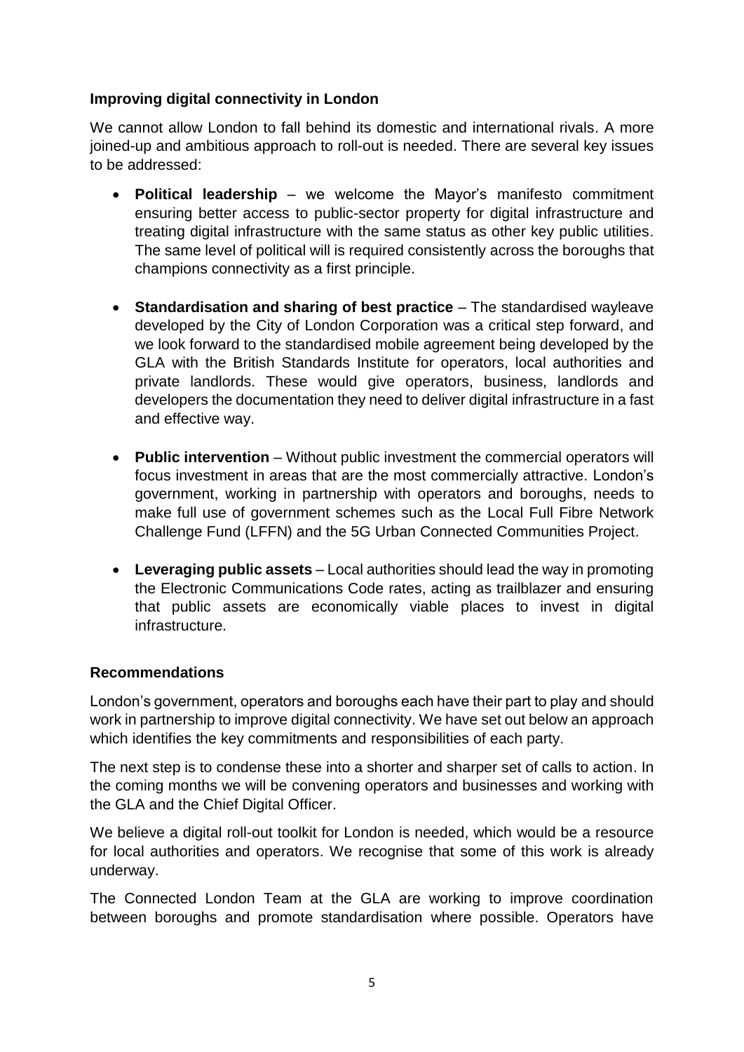## Improving digital connectivity in London

We cannot allow London to fall behind its domestic and international rivals. A more joined-up and ambitious approach to roll-out is needed. There are several key issues to be addressed:

- **Political leadership** – we welcome the Mayor's manifesto commitment ensuring better access to public-sector property for digital infrastructure and treating digital infrastructure with the same status as other key public utilities. The same level of political will is required consistently across the boroughs that champions connectivity as a first principle.

- **Standardisation and sharing of best practice** – The standardised wayleave developed by the City of London Corporation was a critical step forward, and we look forward to the standardised mobile agreement being developed by the GLA with the British Standards Institute for operators, local authorities and private landlords. These would give operators, business, landlords and developers the documentation they need to deliver digital infrastructure in a fast and effective way.

- **Public intervention** – Without public investment the commercial operators will focus investment in areas that are the most commercially attractive. London's government, working in partnership with operators and boroughs, needs to make full use of government schemes such as the Local Full Fibre Network Challenge Fund (LFFN) and the 5G Urban Connected Communities Project.

- **Leveraging public assets** – Local authorities should lead the way in promoting the Electronic Communications Code rates, acting as trailblazer and ensuring that public assets are economically viable places to invest in digital infrastructure.

## Recommendations

London's government, operators and boroughs each have their part to play and should work in partnership to improve digital connectivity. We have set out below an approach which identifies the key commitments and responsibilities of each party.

The next step is to condense these into a shorter and sharper set of calls to action. In the coming months we will be convening operators and businesses and working with the GLA and the Chief Digital Officer.

We believe a digital roll-out toolkit for London is needed, which would be a resource for local authorities and operators. We recognise that some of this work is already underway.

The Connected London Team at the GLA are working to improve coordination between boroughs and promote standardisation where possible. Operators have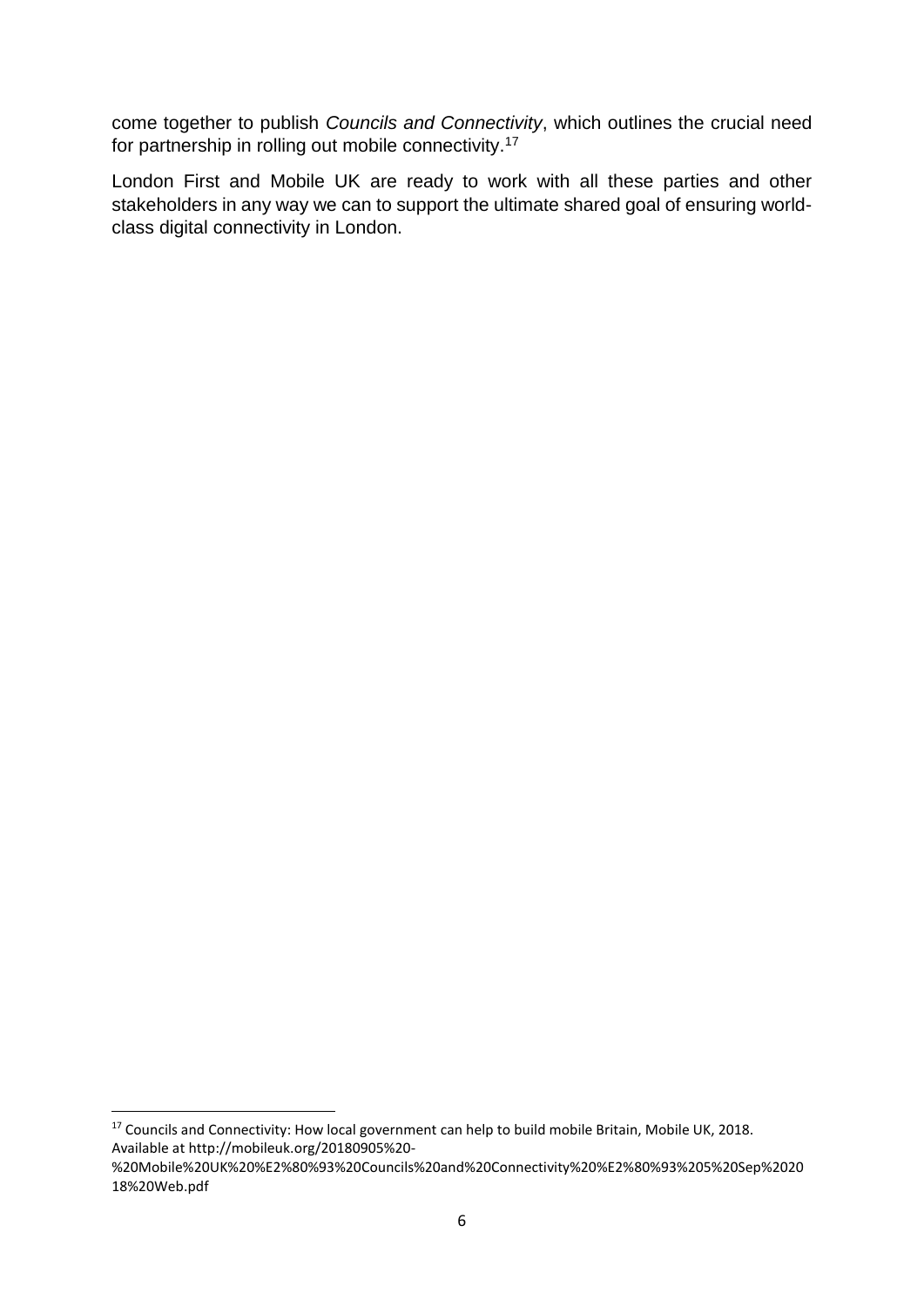come together to publish *Councils and Connectivity*, which outlines the crucial need for partnership in rolling out mobile connectivity.[17]

London First and Mobile UK are ready to work with all these parties and other stakeholders in any way we can to support the ultimate shared goal of ensuring world-class digital connectivity in London.

---

[17] Councils and Connectivity: How local government can help to build mobile Britain, Mobile UK, 2018. Available at http://mobileuk.org/20180905%20-%20Mobile%20UK%20%E2%80%93%20Councils%20and%20Connectivity%20%E2%80%93%205%20Sep%202018%20Web.pdf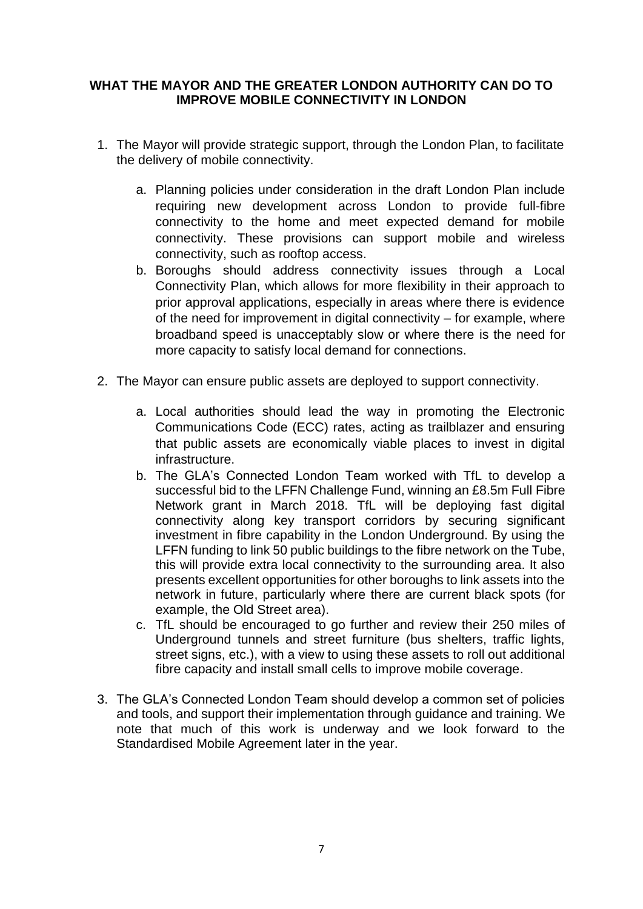## WHAT THE MAYOR AND THE GREATER LONDON AUTHORITY CAN DO TO IMPROVE MOBILE CONNECTIVITY IN LONDON

1. The Mayor will provide strategic support, through the London Plan, to facilitate the delivery of mobile connectivity.

    a. Planning policies under consideration in the draft London Plan include requiring new development across London to provide full-fibre connectivity to the home and meet expected demand for mobile connectivity. These provisions can support mobile and wireless connectivity, such as rooftop access.

    b. Boroughs should address connectivity issues through a Local Connectivity Plan, which allows for more flexibility in their approach to prior approval applications, especially in areas where there is evidence of the need for improvement in digital connectivity – for example, where broadband speed is unacceptably slow or where there is the need for more capacity to satisfy local demand for connections.

2. The Mayor can ensure public assets are deployed to support connectivity.

    a. Local authorities should lead the way in promoting the Electronic Communications Code (ECC) rates, acting as trailblazer and ensuring that public assets are economically viable places to invest in digital infrastructure.

    b. The GLA's Connected London Team worked with TfL to develop a successful bid to the LFFN Challenge Fund, winning an £8.5m Full Fibre Network grant in March 2018. TfL will be deploying fast digital connectivity along key transport corridors by securing significant investment in fibre capability in the London Underground. By using the LFFN funding to link 50 public buildings to the fibre network on the Tube, this will provide extra local connectivity to the surrounding area. It also presents excellent opportunities for other boroughs to link assets into the network in future, particularly where there are current black spots (for example, the Old Street area).

    c. TfL should be encouraged to go further and review their 250 miles of Underground tunnels and street furniture (bus shelters, traffic lights, street signs, etc.), with a view to using these assets to roll out additional fibre capacity and install small cells to improve mobile coverage.

3. The GLA's Connected London Team should develop a common set of policies and tools, and support their implementation through guidance and training. We note that much of this work is underway and we look forward to the Standardised Mobile Agreement later in the year.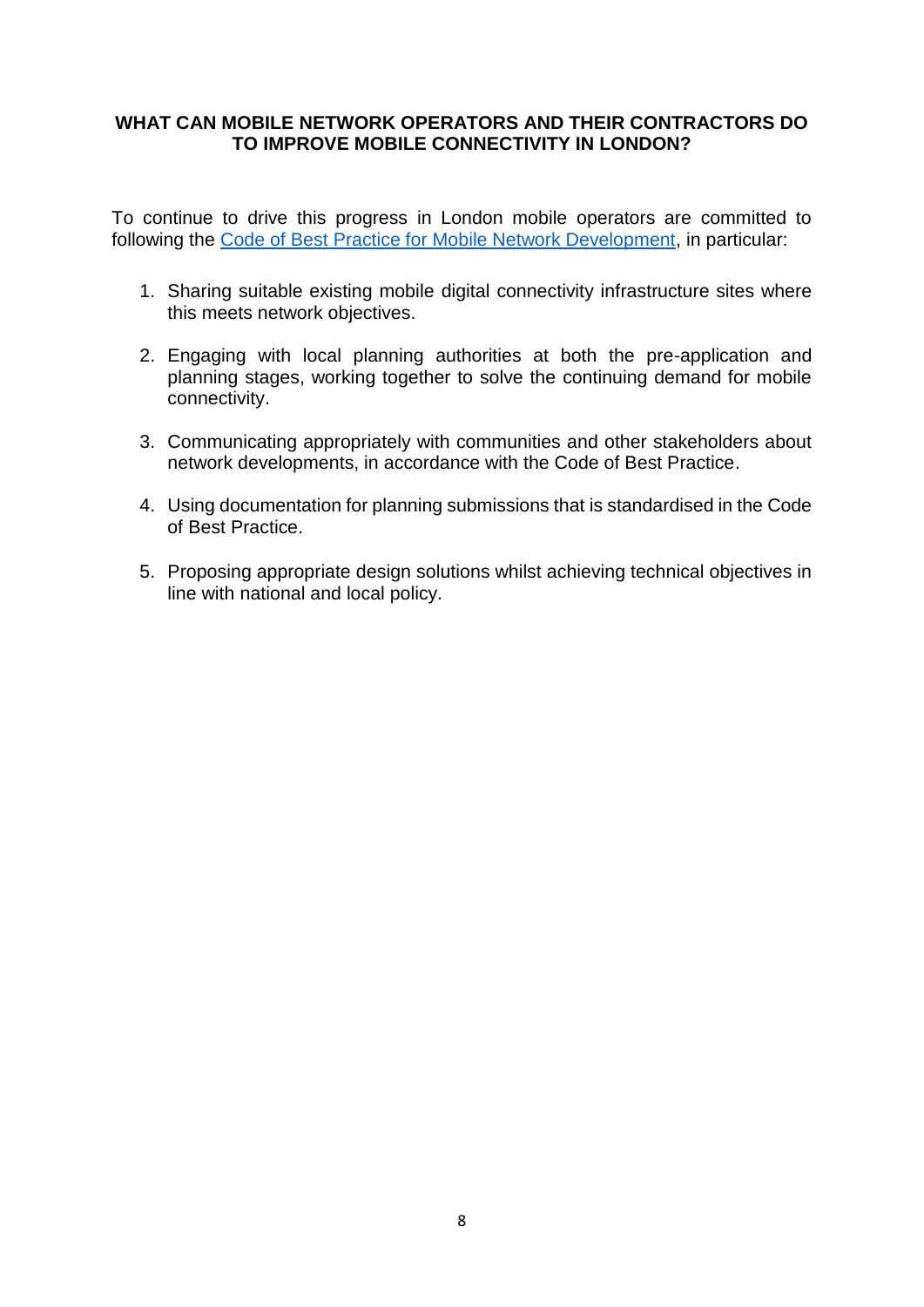## WHAT CAN MOBILE NETWORK OPERATORS AND THEIR CONTRACTORS DO TO IMPROVE MOBILE CONNECTIVITY IN LONDON?

To continue to drive this progress in London mobile operators are committed to following the Code of Best Practice for Mobile Network Development, in particular:

1. Sharing suitable existing mobile digital connectivity infrastructure sites where this meets network objectives.
2. Engaging with local planning authorities at both the pre-application and planning stages, working together to solve the continuing demand for mobile connectivity.
3. Communicating appropriately with communities and other stakeholders about network developments, in accordance with the Code of Best Practice.
4. Using documentation for planning submissions that is standardised in the Code of Best Practice.
5. Proposing appropriate design solutions whilst achieving technical objectives in line with national and local policy.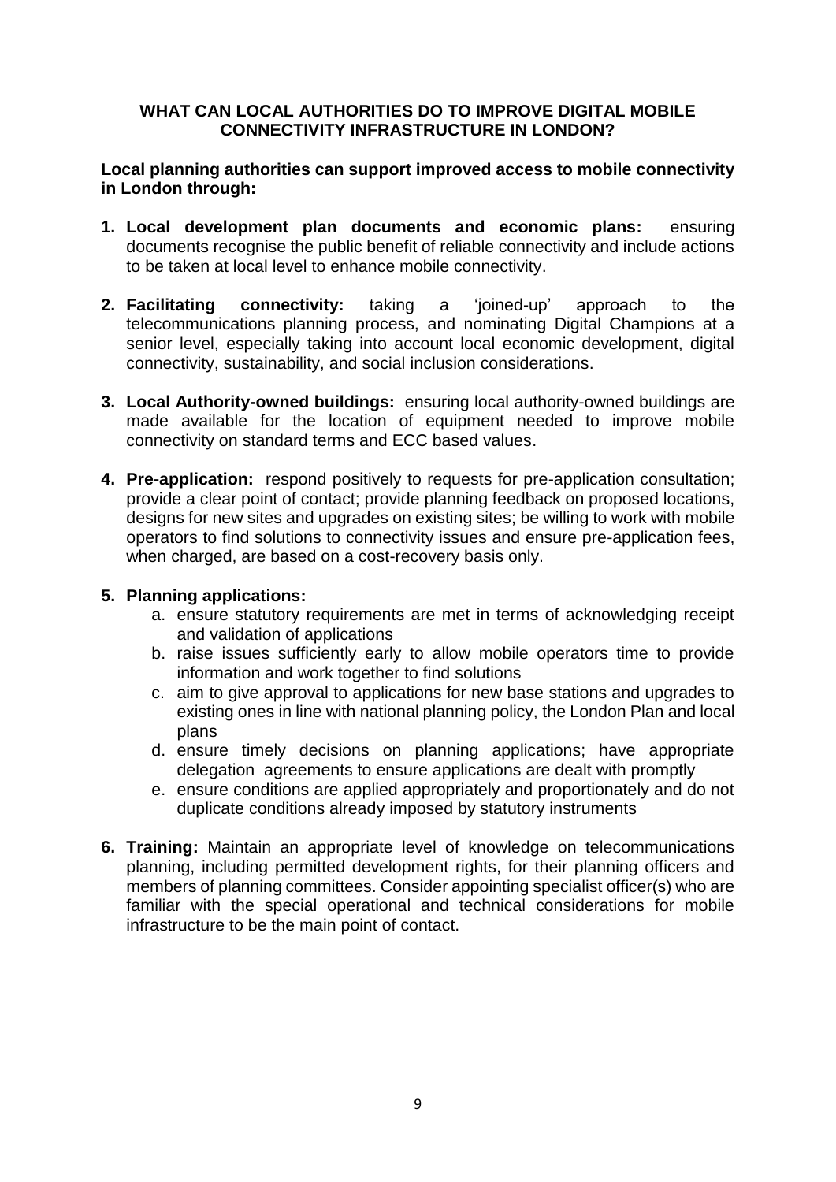## WHAT CAN LOCAL AUTHORITIES DO TO IMPROVE DIGITAL MOBILE CONNECTIVITY INFRASTRUCTURE IN LONDON?

**Local planning authorities can support improved access to mobile connectivity in London through:**

1. **Local development plan documents and economic plans:** ensuring documents recognise the public benefit of reliable connectivity and include actions to be taken at local level to enhance mobile connectivity.

2. **Facilitating connectivity:** taking a 'joined-up' approach to the telecommunications planning process, and nominating Digital Champions at a senior level, especially taking into account local economic development, digital connectivity, sustainability, and social inclusion considerations.

3. **Local Authority-owned buildings:** ensuring local authority-owned buildings are made available for the location of equipment needed to improve mobile connectivity on standard terms and ECC based values.

4. **Pre-application:** respond positively to requests for pre-application consultation; provide a clear point of contact; provide planning feedback on proposed locations, designs for new sites and upgrades on existing sites; be willing to work with mobile operators to find solutions to connectivity issues and ensure pre-application fees, when charged, are based on a cost-recovery basis only.

5. **Planning applications:**
    a. ensure statutory requirements are met in terms of acknowledging receipt and validation of applications
    b. raise issues sufficiently early to allow mobile operators time to provide information and work together to find solutions
    c. aim to give approval to applications for new base stations and upgrades to existing ones in line with national planning policy, the London Plan and local plans
    d. ensure timely decisions on planning applications; have appropriate delegation agreements to ensure applications are dealt with promptly
    e. ensure conditions are applied appropriately and proportionately and do not duplicate conditions already imposed by statutory instruments

6. **Training:** Maintain an appropriate level of knowledge on telecommunications planning, including permitted development rights, for their planning officers and members of planning committees. Consider appointing specialist officer(s) who are familiar with the special operational and technical considerations for mobile infrastructure to be the main point of contact.